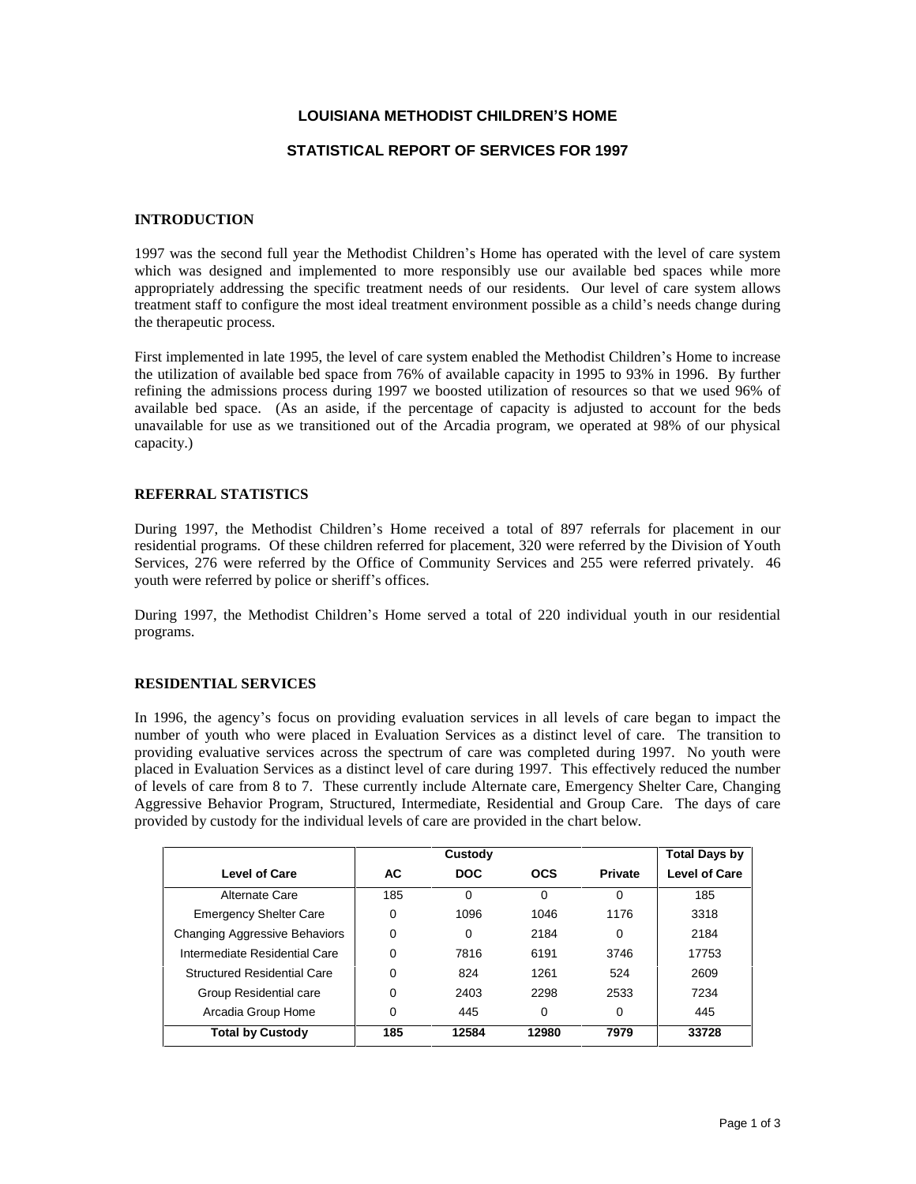# LOUISIANA METHODIST CHILDREN'S HOME

## STATISTICAL REPORT OF SERVICES FOR 1997

### INTRODUCTION

1997 was the second full year the Methodist Children's Home has operated with the level of care system which was designed and implemented to more responsibly use our available bed spaces while more appropriately addressing the specific treatment needs of our residents. Our level of care system allows treatment staff to configure the most ideal treatment environment possible as a child's needs change during the therapeutic process.

First implemented in late 1995, the level of care system enabled the Methodist Children's Home to increase the utilization of available bed space from 76% of available capacity in 1995 to 93% in 1996. By further refining the admissions process during 1997 we boosted utilization of resources so that we used 96% of available bed space. (As an aside, if the percentage of capacity is adjusted to account for the beds unavailable for use as we transitioned out of the Arcadia program, we operated at 98% of our physical capacity.)

### REFERRAL STATISTICS

During 1997, the Methodist Children's Home received a total of 897 referrals for placement in our residential programs. Of these children referred for placement, 320 were referred by the Division of Youth Services, 276 were referred by the Office of Community Services and 255 were referred privately. 46 youth were referred by police or sheriff's offices.

During 1997, the Methodist Children's Home served a total of 220 individual youth in our residential programs.

### RESIDENTIAL SERVICES

In 1996, the agency's focus on providing evaluation services in all levels of care began to impact the number of youth who were placed in Evaluation Services as a distinct level of care. The transition to providing evaluative services across the spectrum of care was completed during 1997. No youth were placed in Evaluation Services as a distinct level of care during 1997. This effectively reduced the number of levels of care from 8 to 7. These currently include Alternate care, Emergency Shelter Care, Changing Aggressive Behavior Program, Structured, Intermediate, Residential and Group Care. The days of care provided by custody for the individual levels of care are provided in the chart below.

| | Custody | | | | Total Days by |
|---|---|---|---|---|---|
| **Level of Care** | **AC** | **DOC** | **OCS** | **Private** | **Level of Care** |
| Alternate Care | 185 | 0 | 0 | 0 | 185 |
| Emergency Shelter Care | 0 | 1096 | 1046 | 1176 | 3318 |
| Changing Aggressive Behaviors | 0 | 0 | 2184 | 0 | 2184 |
| Intermediate Residential Care | 0 | 7816 | 6191 | 3746 | 17753 |
| Structured Residential Care | 0 | 824 | 1261 | 524 | 2609 |
| Group Residential care | 0 | 2403 | 2298 | 2533 | 7234 |
| Arcadia Group Home | 0 | 445 | 0 | 0 | 445 |
| **Total by Custody** | **185** | **12584** | **12980** | **7979** | **33728** |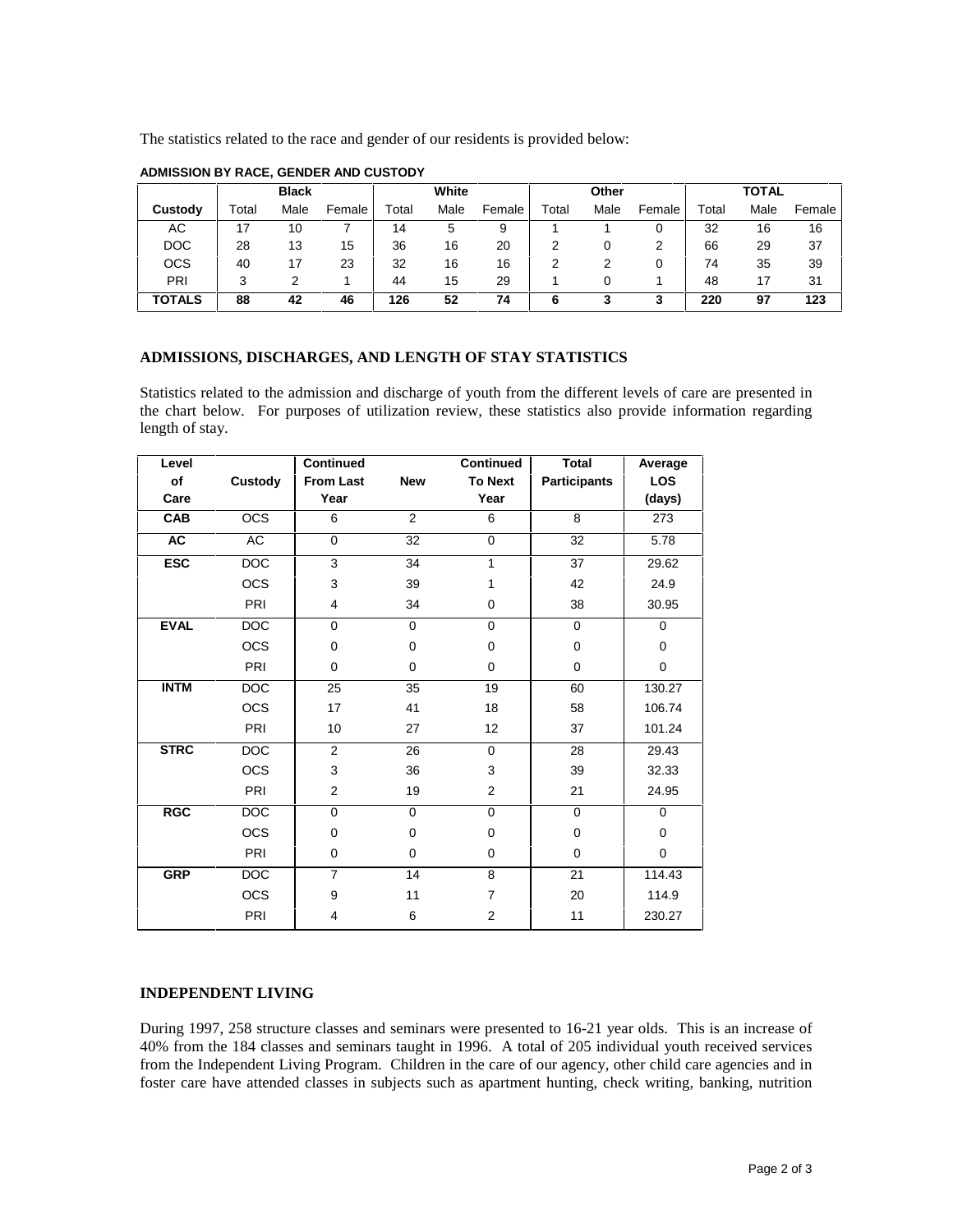The statistics related to the race and gender of our residents is provided below:

**ADMISSION BY RACE, GENDER AND CUSTODY**

| | Black | | | White | | | Other | | | TOTAL | | |
|---|---|---|---|---|---|---|---|---|---|---|---|---|
| **Custody** | Total | Male | Female | Total | Male | Female | Total | Male | Female | Total | Male | Female |
| AC | 17 | 10 | 7 | 14 | 5 | 9 | 1 | 1 | 0 | 32 | 16 | 16 |
| DOC | 28 | 13 | 15 | 36 | 16 | 20 | 2 | 0 | 2 | 66 | 29 | 37 |
| OCS | 40 | 17 | 23 | 32 | 16 | 16 | 2 | 2 | 0 | 74 | 35 | 39 |
| PRI | 3 | 2 | 1 | 44 | 15 | 29 | 1 | 0 | 1 | 48 | 17 | 31 |
| **TOTALS** | **88** | **42** | **46** | **126** | **52** | **74** | **6** | **3** | **3** | **220** | **97** | **123** |

## ADMISSIONS, DISCHARGES, AND LENGTH OF STAY STATISTICS

Statistics related to the admission and discharge of youth from the different levels of care are presented in the chart below. For purposes of utilization review, these statistics also provide information regarding length of stay.

| Level of Care | Custody | Continued From Last Year | New | Continued To Next Year | Total Participants | Average LOS (days) |
|---|---|---|---|---|---|---|
| **CAB** | OCS | 6 | 2 | 6 | 8 | 273 |
| **AC** | AC | 0 | 32 | 0 | 32 | 5.78 |
| **ESC** | DOC | 3 | 34 | 1 | 37 | 29.62 |
| | OCS | 3 | 39 | 1 | 42 | 24.9 |
| | PRI | 4 | 34 | 0 | 38 | 30.95 |
| **EVAL** | DOC | 0 | 0 | 0 | 0 | 0 |
| | OCS | 0 | 0 | 0 | 0 | 0 |
| | PRI | 0 | 0 | 0 | 0 | 0 |
| **INTM** | DOC | 25 | 35 | 19 | 60 | 130.27 |
| | OCS | 17 | 41 | 18 | 58 | 106.74 |
| | PRI | 10 | 27 | 12 | 37 | 101.24 |
| **STRC** | DOC | 2 | 26 | 0 | 28 | 29.43 |
| | OCS | 3 | 36 | 3 | 39 | 32.33 |
| | PRI | 2 | 19 | 2 | 21 | 24.95 |
| **RGC** | DOC | 0 | 0 | 0 | 0 | 0 |
| | OCS | 0 | 0 | 0 | 0 | 0 |
| | PRI | 0 | 0 | 0 | 0 | 0 |
| **GRP** | DOC | 7 | 14 | 8 | 21 | 114.43 |
| | OCS | 9 | 11 | 7 | 20 | 114.9 |
| | PRI | 4 | 6 | 2 | 11 | 230.27 |

## INDEPENDENT LIVING

During 1997, 258 structure classes and seminars were presented to 16-21 year olds. This is an increase of 40% from the 184 classes and seminars taught in 1996. A total of 205 individual youth received services from the Independent Living Program. Children in the care of our agency, other child care agencies and in foster care have attended classes in subjects such as apartment hunting, check writing, banking, nutrition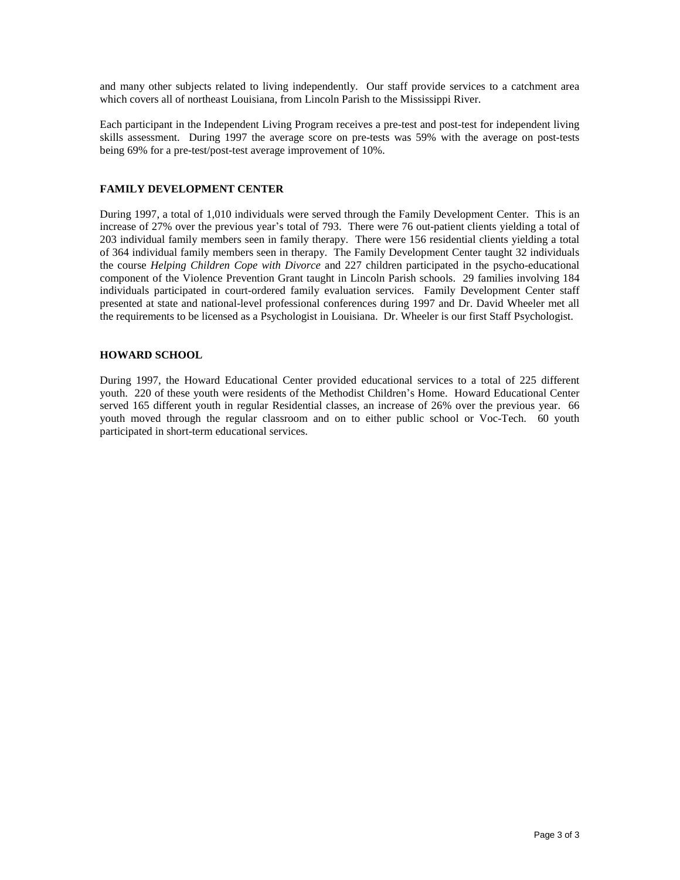and many other subjects related to living independently. Our staff provide services to a catchment area which covers all of northeast Louisiana, from Lincoln Parish to the Mississippi River.

Each participant in the Independent Living Program receives a pre-test and post-test for independent living skills assessment. During 1997 the average score on pre-tests was 59% with the average on post-tests being 69% for a pre-test/post-test average improvement of 10%.

## FAMILY DEVELOPMENT CENTER

During 1997, a total of 1,010 individuals were served through the Family Development Center. This is an increase of 27% over the previous year's total of 793. There were 76 out-patient clients yielding a total of 203 individual family members seen in family therapy. There were 156 residential clients yielding a total of 364 individual family members seen in therapy. The Family Development Center taught 32 individuals the course *Helping Children Cope with Divorce* and 227 children participated in the psycho-educational component of the Violence Prevention Grant taught in Lincoln Parish schools. 29 families involving 184 individuals participated in court-ordered family evaluation services. Family Development Center staff presented at state and national-level professional conferences during 1997 and Dr. David Wheeler met all the requirements to be licensed as a Psychologist in Louisiana. Dr. Wheeler is our first Staff Psychologist.

## HOWARD SCHOOL

During 1997, the Howard Educational Center provided educational services to a total of 225 different youth. 220 of these youth were residents of the Methodist Children's Home. Howard Educational Center served 165 different youth in regular Residential classes, an increase of 26% over the previous year. 66 youth moved through the regular classroom and on to either public school or Voc-Tech. 60 youth participated in short-term educational services.